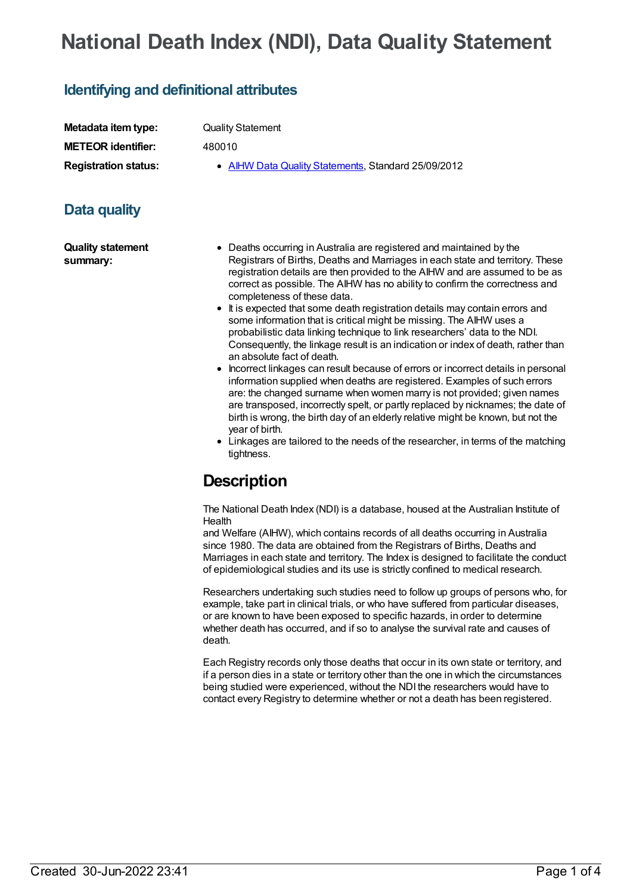# National Death Index (NDI), Data Quality Statement

## Identifying and definitional attributes

**Metadata item type:** Quality Statement

**METEOR identifier:** 480010

**Registration status:**
- AIHW Data Quality Statements, Standard 25/09/2012

## Data quality

**Quality statement summary:**

- Deaths occurring in Australia are registered and maintained by the Registrars of Births, Deaths and Marriages in each state and territory. These registration details are then provided to the AIHW and are assumed to be as correct as possible. The AIHW has no ability to confirm the correctness and completeness of these data.
- It is expected that some death registration details may contain errors and some information that is critical might be missing. The AIHW uses a probabilistic data linking technique to link researchers' data to the NDI. Consequently, the linkage result is an indication or index of death, rather than an absolute fact of death.
- Incorrect linkages can result because of errors or incorrect details in personal information supplied when deaths are registered. Examples of such errors are: the changed surname when women marry is not provided; given names are transposed, incorrectly spelt, or partly replaced by nicknames; the date of birth is wrong, the birth day of an elderly relative might be known, but not the year of birth.
- Linkages are tailored to the needs of the researcher, in terms of the matching tightness.

## Description

The National Death Index (NDI) is a database, housed at the Australian Institute of Health and Welfare (AIHW), which contains records of all deaths occurring in Australia since 1980. The data are obtained from the Registrars of Births, Deaths and Marriages in each state and territory. The Index is designed to facilitate the conduct of epidemiological studies and its use is strictly confined to medical research.

Researchers undertaking such studies need to follow up groups of persons who, for example, take part in clinical trials, or who have suffered from particular diseases, or are known to have been exposed to specific hazards, in order to determine whether death has occurred, and if so to analyse the survival rate and causes of death.

Each Registry records only those deaths that occur in its own state or territory, and if a person dies in a state or territory other than the one in which the circumstances being studied were experienced, without the NDI the researchers would have to contact every Registry to determine whether or not a death has been registered.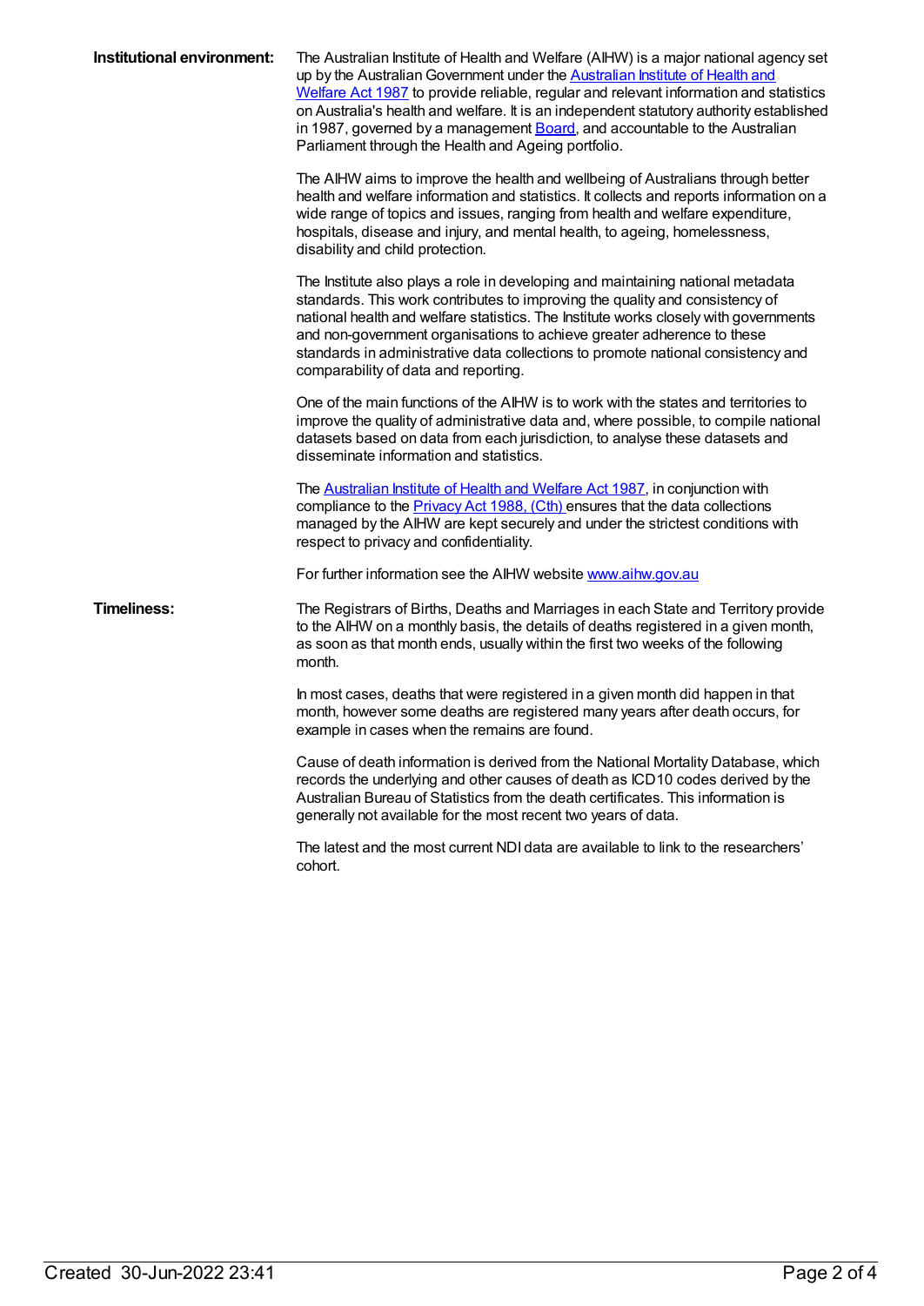**Institutional environment:**

The Australian Institute of Health and Welfare (AIHW) is a major national agency set up by the Australian Government under the Australian Institute of Health and Welfare Act 1987 to provide reliable, regular and relevant information and statistics on Australia's health and welfare. It is an independent statutory authority established in 1987, governed by a management Board, and accountable to the Australian Parliament through the Health and Ageing portfolio.

The AIHW aims to improve the health and wellbeing of Australians through better health and welfare information and statistics. It collects and reports information on a wide range of topics and issues, ranging from health and welfare expenditure, hospitals, disease and injury, and mental health, to ageing, homelessness, disability and child protection.

The Institute also plays a role in developing and maintaining national metadata standards. This work contributes to improving the quality and consistency of national health and welfare statistics. The Institute works closely with governments and non-government organisations to achieve greater adherence to these standards in administrative data collections to promote national consistency and comparability of data and reporting.

One of the main functions of the AIHW is to work with the states and territories to improve the quality of administrative data and, where possible, to compile national datasets based on data from each jurisdiction, to analyse these datasets and disseminate information and statistics.

The Australian Institute of Health and Welfare Act 1987, in conjunction with compliance to the Privacy Act 1988, (Cth) ensures that the data collections managed by the AIHW are kept securely and under the strictest conditions with respect to privacy and confidentiality.

For further information see the AIHW website www.aihw.gov.au

**Timeliness:**

The Registrars of Births, Deaths and Marriages in each State and Territory provide to the AIHW on a monthly basis, the details of deaths registered in a given month, as soon as that month ends, usually within the first two weeks of the following month.

In most cases, deaths that were registered in a given month did happen in that month, however some deaths are registered many years after death occurs, for example in cases when the remains are found.

Cause of death information is derived from the National Mortality Database, which records the underlying and other causes of death as ICD10 codes derived by the Australian Bureau of Statistics from the death certificates. This information is generally not available for the most recent two years of data.

The latest and the most current NDI data are available to link to the researchers' cohort.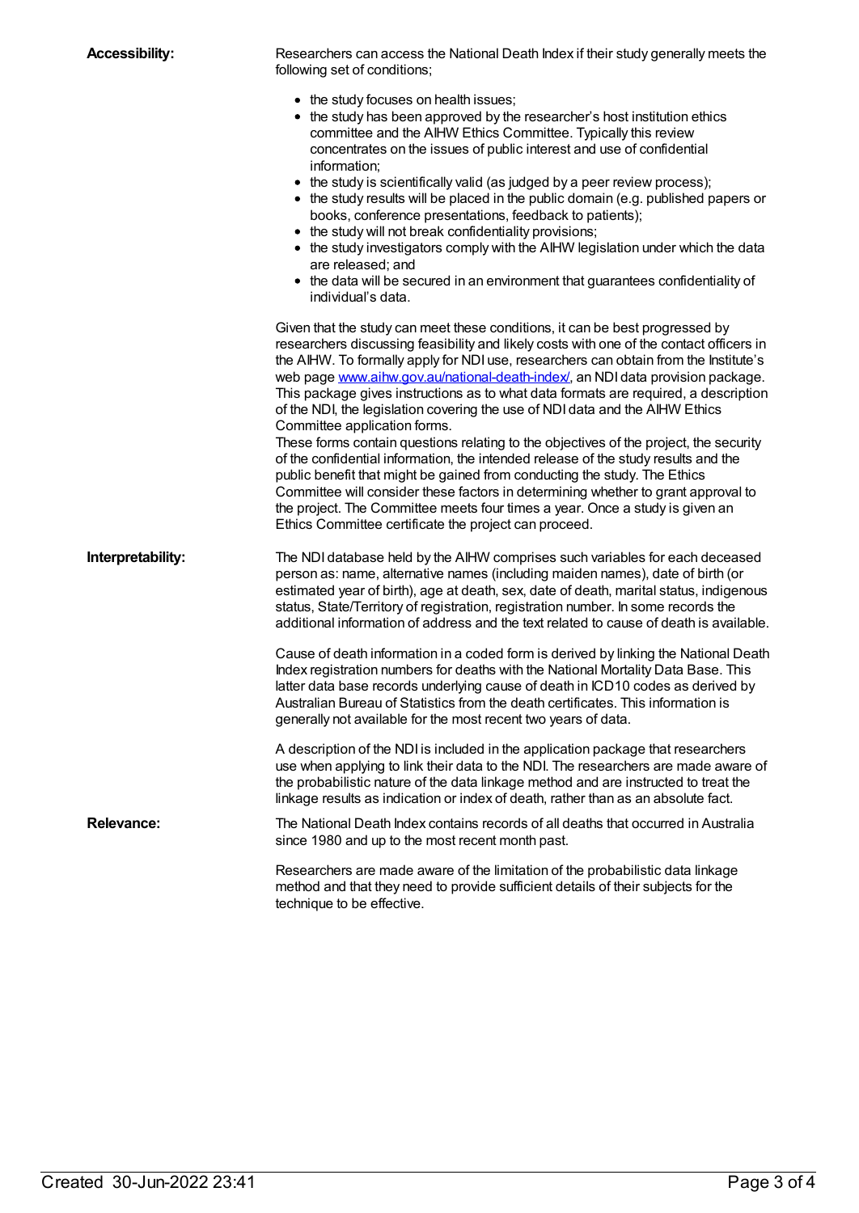**Accessibility:**

Researchers can access the National Death Index if their study generally meets the following set of conditions;

- the study focuses on health issues;
- the study has been approved by the researcher's host institution ethics committee and the AIHW Ethics Committee. Typically this review concentrates on the issues of public interest and use of confidential information;
- the study is scientifically valid (as judged by a peer review process);
- the study results will be placed in the public domain (e.g. published papers or books, conference presentations, feedback to patients);
- the study will not break confidentiality provisions;
- the study investigators comply with the AIHW legislation under which the data are released; and
- the data will be secured in an environment that guarantees confidentiality of individual's data.

Given that the study can meet these conditions, it can be best progressed by researchers discussing feasibility and likely costs with one of the contact officers in the AIHW. To formally apply for NDI use, researchers can obtain from the Institute's web page [www.aihw.gov.au/national-death-index/](www.aihw.gov.au/national-death-index/), an NDI data provision package. This package gives instructions as to what data formats are required, a description of the NDI, the legislation covering the use of NDI data and the AIHW Ethics Committee application forms.
These forms contain questions relating to the objectives of the project, the security of the confidential information, the intended release of the study results and the public benefit that might be gained from conducting the study. The Ethics Committee will consider these factors in determining whether to grant approval to the project. The Committee meets four times a year. Once a study is given an Ethics Committee certificate the project can proceed.

**Interpretability:**

The NDI database held by the AIHW comprises such variables for each deceased person as: name, alternative names (including maiden names), date of birth (or estimated year of birth), age at death, sex, date of death, marital status, indigenous status, State/Territory of registration, registration number. In some records the additional information of address and the text related to cause of death is available.

Cause of death information in a coded form is derived by linking the National Death Index registration numbers for deaths with the National Mortality Data Base. This latter data base records underlying cause of death in ICD10 codes as derived by Australian Bureau of Statistics from the death certificates. This information is generally not available for the most recent two years of data.

A description of the NDI is included in the application package that researchers use when applying to link their data to the NDI. The researchers are made aware of the probabilistic nature of the data linkage method and are instructed to treat the linkage results as indication or index of death, rather than as an absolute fact.

**Relevance:**

The National Death Index contains records of all deaths that occurred in Australia since 1980 and up to the most recent month past.

Researchers are made aware of the limitation of the probabilistic data linkage method and that they need to provide sufficient details of their subjects for the technique to be effective.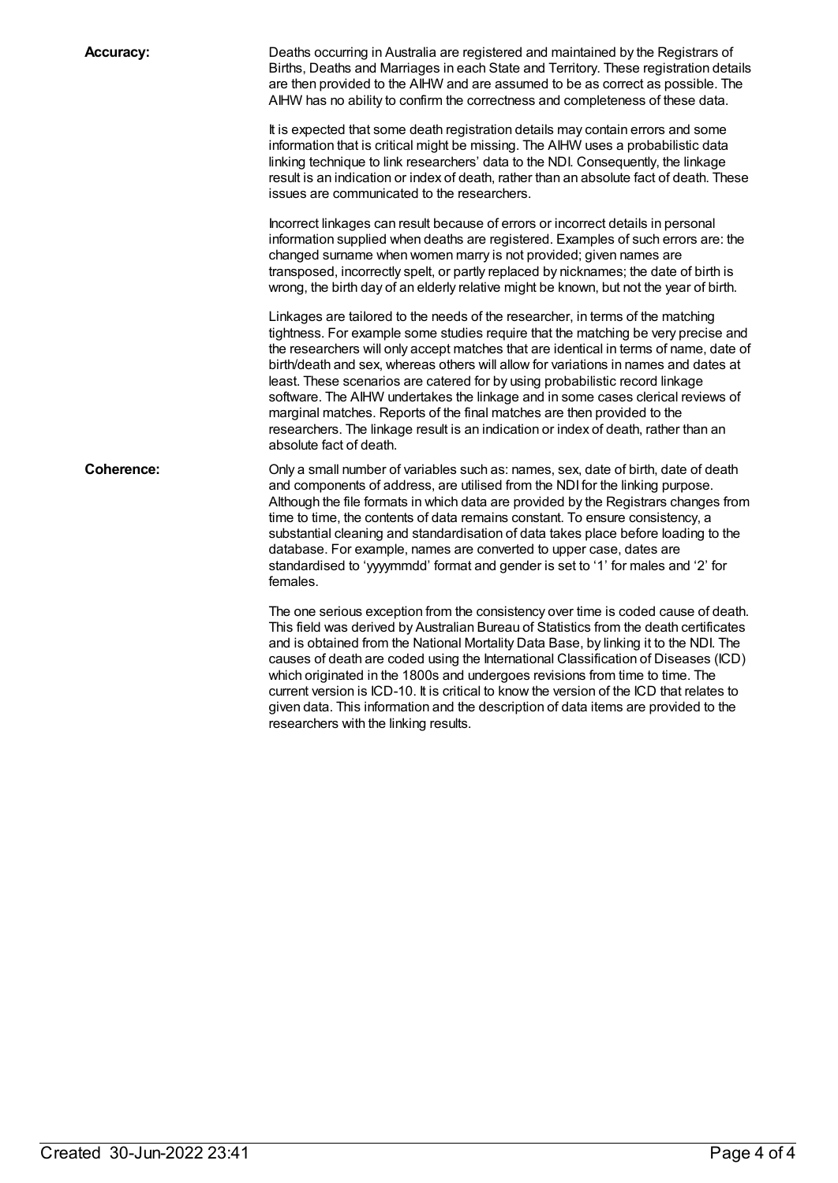**Accuracy:**

Deaths occurring in Australia are registered and maintained by the Registrars of Births, Deaths and Marriages in each State and Territory. These registration details are then provided to the AIHW and are assumed to be as correct as possible. The AIHW has no ability to confirm the correctness and completeness of these data.

It is expected that some death registration details may contain errors and some information that is critical might be missing. The AIHW uses a probabilistic data linking technique to link researchers' data to the NDI. Consequently, the linkage result is an indication or index of death, rather than an absolute fact of death. These issues are communicated to the researchers.

Incorrect linkages can result because of errors or incorrect details in personal information supplied when deaths are registered. Examples of such errors are: the changed surname when women marry is not provided; given names are transposed, incorrectly spelt, or partly replaced by nicknames; the date of birth is wrong, the birth day of an elderly relative might be known, but not the year of birth.

Linkages are tailored to the needs of the researcher, in terms of the matching tightness. For example some studies require that the matching be very precise and the researchers will only accept matches that are identical in terms of name, date of birth/death and sex, whereas others will allow for variations in names and dates at least. These scenarios are catered for by using probabilistic record linkage software. The AIHW undertakes the linkage and in some cases clerical reviews of marginal matches. Reports of the final matches are then provided to the researchers. The linkage result is an indication or index of death, rather than an absolute fact of death.

**Coherence:**

Only a small number of variables such as: names, sex, date of birth, date of death and components of address, are utilised from the NDI for the linking purpose. Although the file formats in which data are provided by the Registrars changes from time to time, the contents of data remains constant. To ensure consistency, a substantial cleaning and standardisation of data takes place before loading to the database. For example, names are converted to upper case, dates are standardised to 'yyyymmdd' format and gender is set to '1' for males and '2' for females.

The one serious exception from the consistency over time is coded cause of death. This field was derived by Australian Bureau of Statistics from the death certificates and is obtained from the National Mortality Data Base, by linking it to the NDI. The causes of death are coded using the International Classification of Diseases (ICD) which originated in the 1800s and undergoes revisions from time to time. The current version is ICD-10. It is critical to know the version of the ICD that relates to given data. This information and the description of data items are provided to the researchers with the linking results.